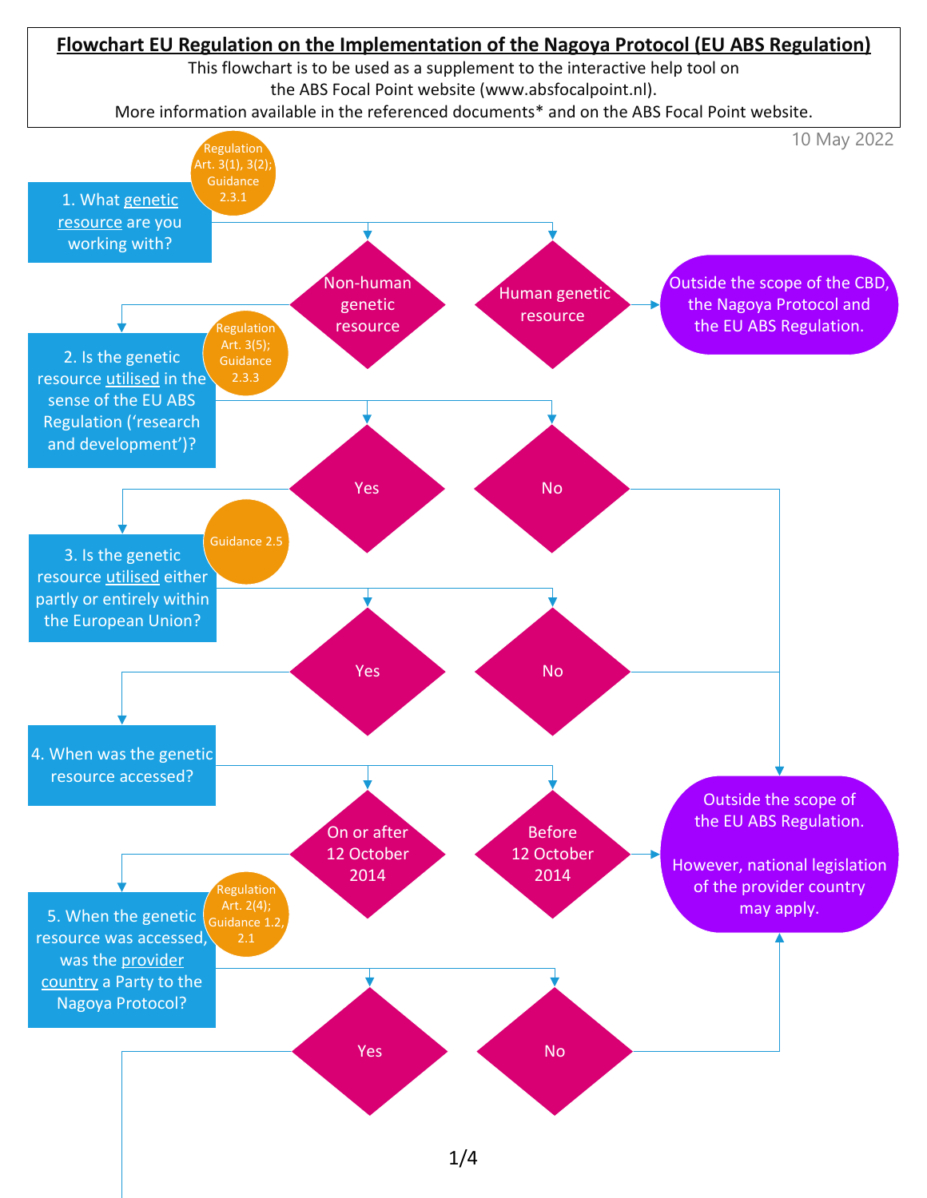# Flowchart EU Regulation on the Implementation of the Nagoya Protocol (EU ABS Regulation)

This flowchart is to be used as a supplement to the interactive help tool on the ABS Focal Point website (www.absfocalpoint.nl).
More information available in the referenced documents* and on the ABS Focal Point website.

10 May 2022

**1. What genetic resource are you working with?** (Regulation Art. 3(1), 3(2); Guidance 2.3.1)

- Non-human genetic resource → go to 2.
- Human genetic resource → Outside the scope of the CBD, the Nagoya Protocol and the EU ABS Regulation.

**2. Is the genetic resource utilised in the sense of the EU ABS Regulation ('research and development')?** (Regulation Art. 3(5); Guidance 2.3.3)

- Yes → go to 3.
- No → Outside the scope of the EU ABS Regulation. However, national legislation of the provider country may apply.

**3. Is the genetic resource utilised either partly or entirely within the European Union?** (Guidance 2.5)

- Yes → go to 4.
- No → Outside the scope of the EU ABS Regulation. However, national legislation of the provider country may apply.

**4. When was the genetic resource accessed?**

- On or after 12 October 2014 → go to 5.
- Before 12 October 2014 → Outside the scope of the EU ABS Regulation. However, national legislation of the provider country may apply.

**5. When the genetic resource was accessed, was the provider country a Party to the Nagoya Protocol?** (Regulation Art. 2(4); Guidance 1.2, 2.1)

- Yes → (continued on next page)
- No → Outside the scope of the EU ABS Regulation. However, national legislation of the provider country may apply.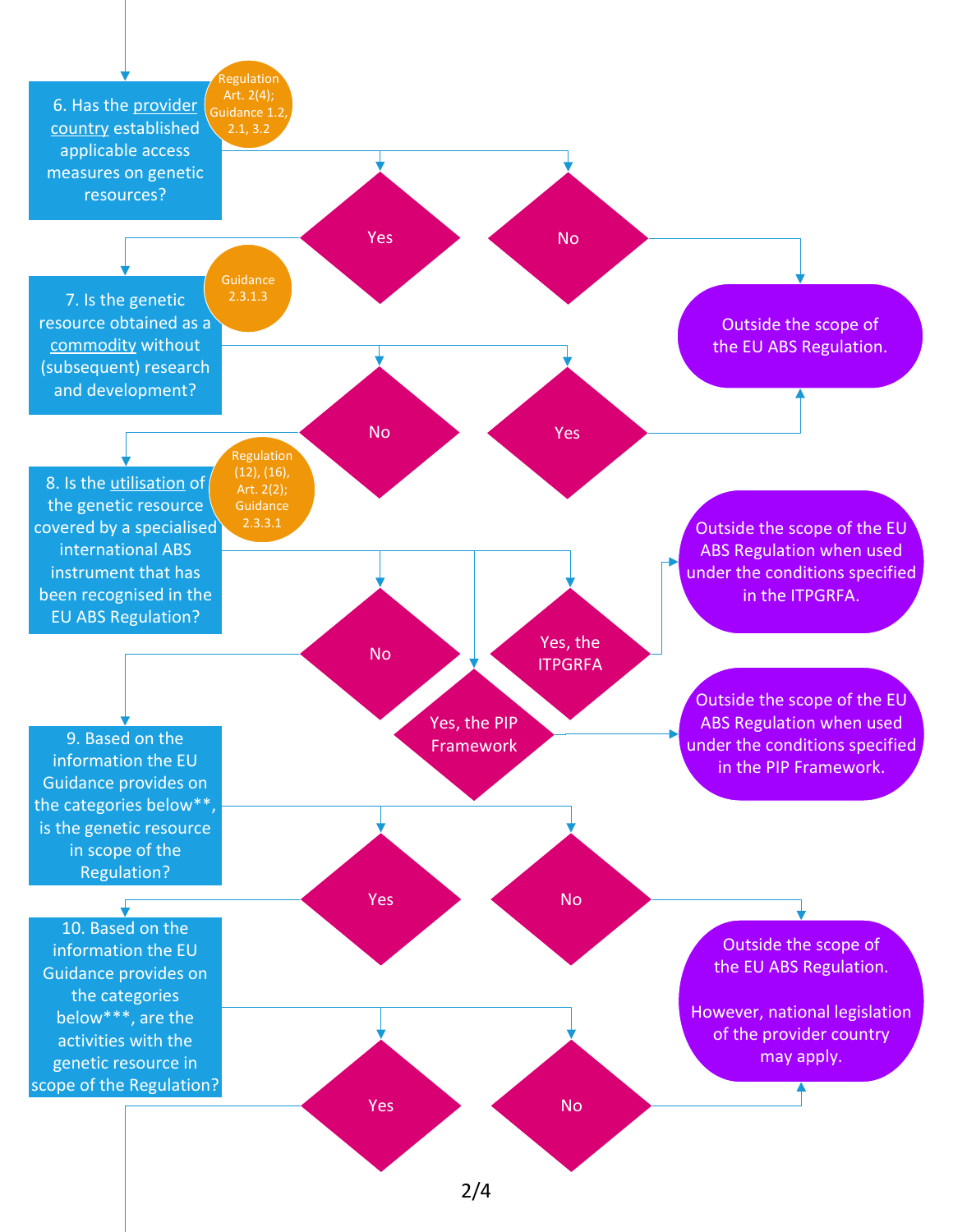**6. Has the provider country established applicable access measures on genetic resources?**
(Regulation Art. 2(4); Guidance 1.2, 2.1, 3.2)

- **Yes** → go to question 7.
- **No** → Outside the scope of the EU ABS Regulation.

**7. Is the genetic resource obtained as a commodity without (subsequent) research and development?**
(Guidance 2.3.1.3)

- **No** → go to question 8.
- **Yes** → Outside the scope of the EU ABS Regulation.

**8. Is the utilisation of the genetic resource covered by a specialised international ABS instrument that has been recognised in the EU ABS Regulation?**
(Regulation (12), (16), Art. 2(2); Guidance 2.3.3.1)

- **No** → go to question 9.
- **Yes, the ITPGRFA** → Outside the scope of the EU ABS Regulation when used under the conditions specified in the ITPGRFA.
- **Yes, the PIP Framework** → Outside the scope of the EU ABS Regulation when used under the conditions specified in the PIP Framework.

**9. Based on the information the EU Guidance provides on the categories below**, is the genetic resource in scope of the Regulation?**

- **Yes** → go to question 10.
- **No** → Outside the scope of the EU ABS Regulation. However, national legislation of the provider country may apply.

**10. Based on the information the EU Guidance provides on the categories below***, are the activities with the genetic resource in scope of the Regulation?**

- **Yes** → continue.
- **No** → Outside the scope of the EU ABS Regulation. However, national legislation of the provider country may apply.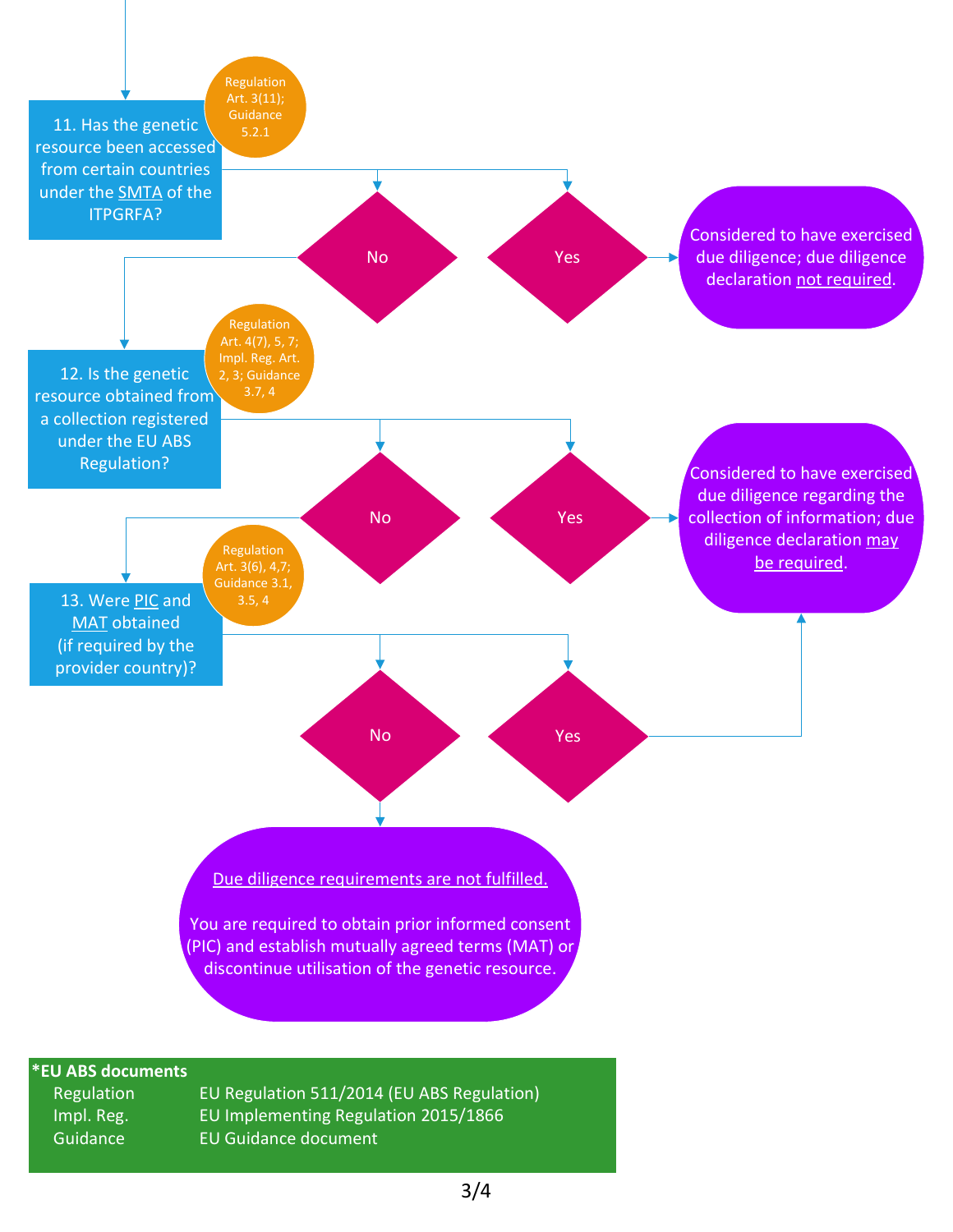**11. Has the genetic resource been accessed from certain countries under the SMTA of the ITPGRFA?**

(Regulation Art. 3(11); Guidance 5.2.1)

- **Yes** → Considered to have exercised due diligence; due diligence declaration not required.
- **No** → go to 12.

**12. Is the genetic resource obtained from a collection registered under the EU ABS Regulation?**

(Regulation Art. 4(7), 5, 7; Impl. Reg. Art. 2, 3; Guidance 3.7, 4)

- **Yes** → Considered to have exercised due diligence regarding the collection of information; due diligence declaration may be required.
- **No** → go to 13.

**13. Were PIC and MAT obtained (if required by the provider country)?**

(Regulation Art. 3(6), 4,7; Guidance 3.1, 3.5, 4)

- **Yes** → Considered to have exercised due diligence regarding the collection of information; due diligence declaration may be required.
- **No** → Due diligence requirements are not fulfilled.

  You are required to obtain prior informed consent (PIC) and establish mutually agreed terms (MAT) or discontinue utilisation of the genetic resource.

**\*EU ABS documents**

| | |
|---|---|
| Regulation | EU Regulation 511/2014 (EU ABS Regulation) |
| Impl. Reg. | EU Implementing Regulation 2015/1866 |
| Guidance | EU Guidance document |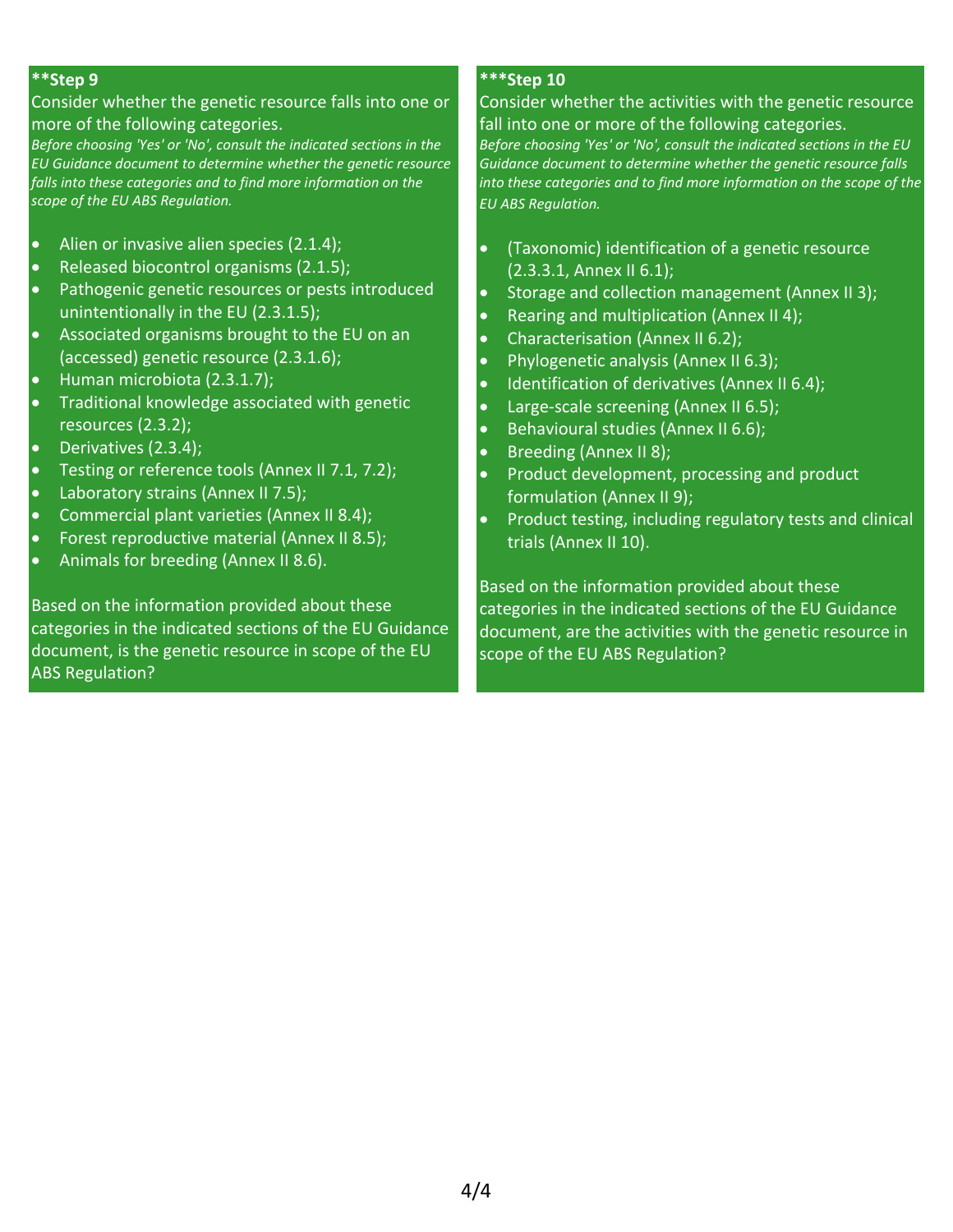**Step 9

Consider whether the genetic resource falls into one or more of the following categories.

*Before choosing 'Yes' or 'No', consult the indicated sections in the EU Guidance document to determine whether the genetic resource falls into these categories and to find more information on the scope of the EU ABS Regulation.*

- Alien or invasive alien species (2.1.4);
- Released biocontrol organisms (2.1.5);
- Pathogenic genetic resources or pests introduced unintentionally in the EU (2.3.1.5);
- Associated organisms brought to the EU on an (accessed) genetic resource (2.3.1.6);
- Human microbiota (2.3.1.7);
- Traditional knowledge associated with genetic resources (2.3.2);
- Derivatives (2.3.4);
- Testing or reference tools (Annex II 7.1, 7.2);
- Laboratory strains (Annex II 7.5);
- Commercial plant varieties (Annex II 8.4);
- Forest reproductive material (Annex II 8.5);
- Animals for breeding (Annex II 8.6).

Based on the information provided about these categories in the indicated sections of the EU Guidance document, is the genetic resource in scope of the EU ABS Regulation?

***Step 10

Consider whether the activities with the genetic resource fall into one or more of the following categories.

*Before choosing 'Yes' or 'No', consult the indicated sections in the EU Guidance document to determine whether the genetic resource falls into these categories and to find more information on the scope of the EU ABS Regulation.*

- (Taxonomic) identification of a genetic resource (2.3.3.1, Annex II 6.1);
- Storage and collection management (Annex II 3);
- Rearing and multiplication (Annex II 4);
- Characterisation (Annex II 6.2);
- Phylogenetic analysis (Annex II 6.3);
- Identification of derivatives (Annex II 6.4);
- Large-scale screening (Annex II 6.5);
- Behavioural studies (Annex II 6.6);
- Breeding (Annex II 8);
- Product development, processing and product formulation (Annex II 9);
- Product testing, including regulatory tests and clinical trials (Annex II 10).

Based on the information provided about these categories in the indicated sections of the EU Guidance document, are the activities with the genetic resource in scope of the EU ABS Regulation?